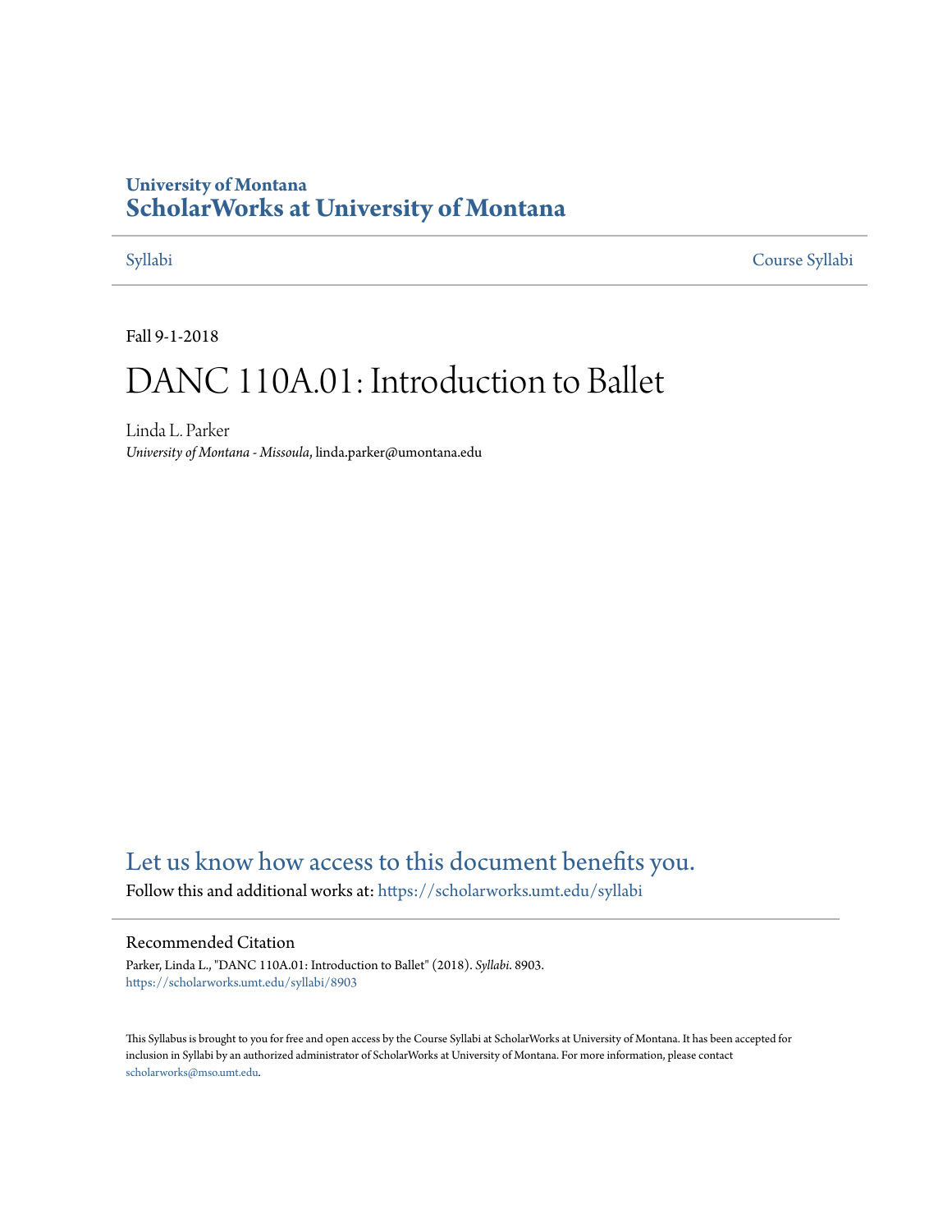University of Montana
# ScholarWorks at University of Montana

Syllabi | Course Syllabi

Fall 9-1-2018

# DANC 110A.01: Introduction to Ballet

Linda L. Parker
*University of Montana - Missoula*, linda.parker@umontana.edu

Let us know how access to this document benefits you.

Follow this and additional works at: https://scholarworks.umt.edu/syllabi

## Recommended Citation

Parker, Linda L., "DANC 110A.01: Introduction to Ballet" (2018). *Syllabi*. 8903.
https://scholarworks.umt.edu/syllabi/8903

This Syllabus is brought to you for free and open access by the Course Syllabi at ScholarWorks at University of Montana. It has been accepted for inclusion in Syllabi by an authorized administrator of ScholarWorks at University of Montana. For more information, please contact scholarworks@mso.umt.edu.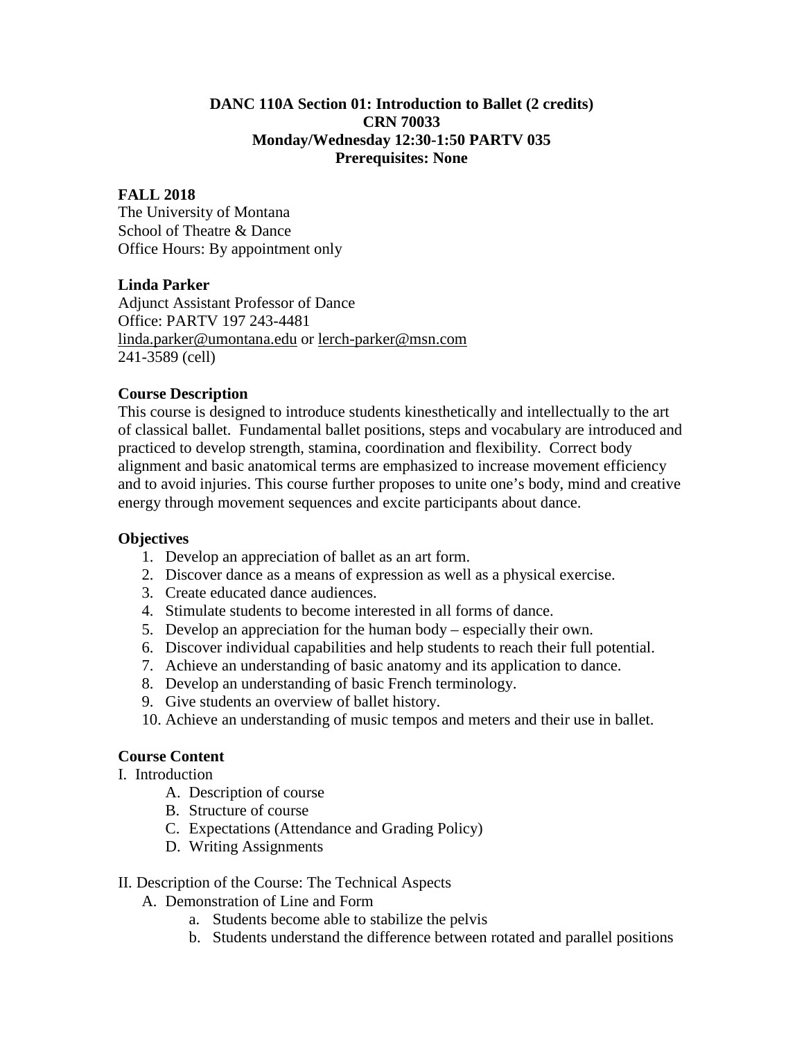**DANC 110A Section 01: Introduction to Ballet (2 credits)**
**CRN 70033**
**Monday/Wednesday 12:30-1:50 PARTV 035**
**Prerequisites: None**

**FALL 2018**
The University of Montana
School of Theatre & Dance
Office Hours: By appointment only

**Linda Parker**
Adjunct Assistant Professor of Dance
Office: PARTV 197 243-4481
linda.parker@umontana.edu or lerch-parker@msn.com
241-3589 (cell)

**Course Description**
This course is designed to introduce students kinesthetically and intellectually to the art of classical ballet. Fundamental ballet positions, steps and vocabulary are introduced and practiced to develop strength, stamina, coordination and flexibility. Correct body alignment and basic anatomical terms are emphasized to increase movement efficiency and to avoid injuries. This course further proposes to unite one's body, mind and creative energy through movement sequences and excite participants about dance.

**Objectives**

1. Develop an appreciation of ballet as an art form.
2. Discover dance as a means of expression as well as a physical exercise.
3. Create educated dance audiences.
4. Stimulate students to become interested in all forms of dance.
5. Develop an appreciation for the human body – especially their own.
6. Discover individual capabilities and help students to reach their full potential.
7. Achieve an understanding of basic anatomy and its application to dance.
8. Develop an understanding of basic French terminology.
9. Give students an overview of ballet history.
10. Achieve an understanding of music tempos and meters and their use in ballet.

**Course Content**

I. Introduction
  - A. Description of course
  - B. Structure of course
  - C. Expectations (Attendance and Grading Policy)
  - D. Writing Assignments

II. Description of the Course: The Technical Aspects
  - A. Demonstration of Line and Form
    - a. Students become able to stabilize the pelvis
    - b. Students understand the difference between rotated and parallel positions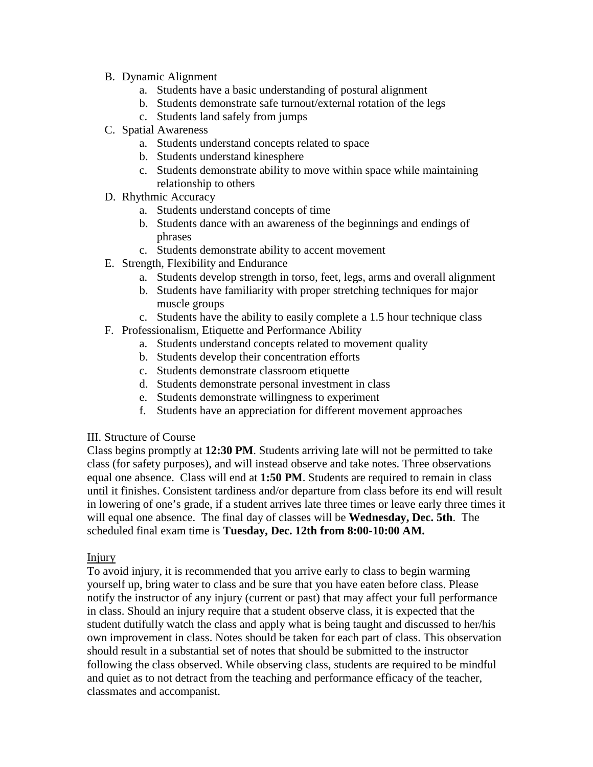B. Dynamic Alignment
    a. Students have a basic understanding of postural alignment
    b. Students demonstrate safe turnout/external rotation of the legs
    c. Students land safely from jumps
C. Spatial Awareness
    a. Students understand concepts related to space
    b. Students understand kinesphere
    c. Students demonstrate ability to move within space while maintaining relationship to others
D. Rhythmic Accuracy
    a. Students understand concepts of time
    b. Students dance with an awareness of the beginnings and endings of phrases
    c. Students demonstrate ability to accent movement
E. Strength, Flexibility and Endurance
    a. Students develop strength in torso, feet, legs, arms and overall alignment
    b. Students have familiarity with proper stretching techniques for major muscle groups
    c. Students have the ability to easily complete a 1.5 hour technique class
F. Professionalism, Etiquette and Performance Ability
    a. Students understand concepts related to movement quality
    b. Students develop their concentration efforts
    c. Students demonstrate classroom etiquette
    d. Students demonstrate personal investment in class
    e. Students demonstrate willingness to experiment
    f. Students have an appreciation for different movement approaches

III. Structure of Course

Class begins promptly at **12:30 PM**. Students arriving late will not be permitted to take class (for safety purposes), and will instead observe and take notes. Three observations equal one absence. Class will end at **1:50 PM**. Students are required to remain in class until it finishes. Consistent tardiness and/or departure from class before its end will result in lowering of one's grade, if a student arrives late three times or leave early three times it will equal one absence. The final day of classes will be **Wednesday, Dec. 5th**. The scheduled final exam time is **Tuesday, Dec. 12th from 8:00-10:00 AM.**

<u>Injury</u>

To avoid injury, it is recommended that you arrive early to class to begin warming yourself up, bring water to class and be sure that you have eaten before class. Please notify the instructor of any injury (current or past) that may affect your full performance in class. Should an injury require that a student observe class, it is expected that the student dutifully watch the class and apply what is being taught and discussed to her/his own improvement in class. Notes should be taken for each part of class. This observation should result in a substantial set of notes that should be submitted to the instructor following the class observed. While observing class, students are required to be mindful and quiet as to not detract from the teaching and performance efficacy of the teacher, classmates and accompanist.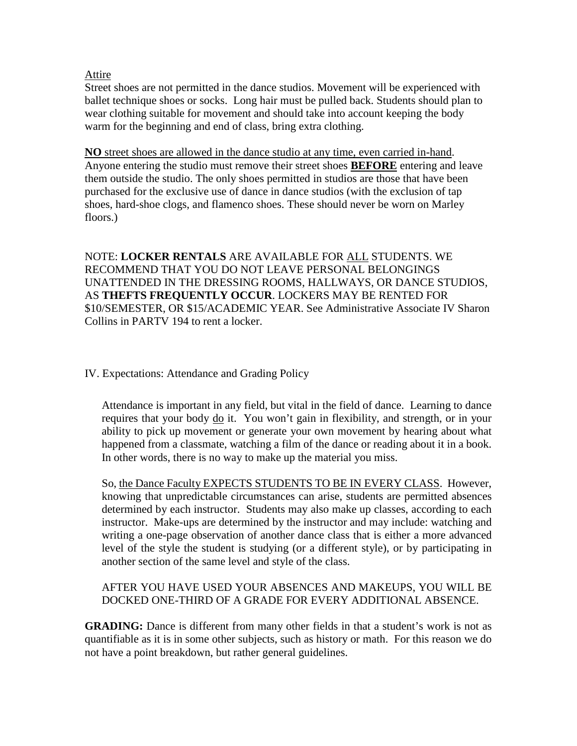Attire

Street shoes are not permitted in the dance studios. Movement will be experienced with ballet technique shoes or socks. Long hair must be pulled back. Students should plan to wear clothing suitable for movement and should take into account keeping the body warm for the beginning and end of class, bring extra clothing.

**NO** street shoes are allowed in the dance studio at any time, even carried in-hand. Anyone entering the studio must remove their street shoes **BEFORE** entering and leave them outside the studio. The only shoes permitted in studios are those that have been purchased for the exclusive use of dance in dance studios (with the exclusion of tap shoes, hard-shoe clogs, and flamenco shoes. These should never be worn on Marley floors.)

NOTE: **LOCKER RENTALS** ARE AVAILABLE FOR ALL STUDENTS. WE RECOMMEND THAT YOU DO NOT LEAVE PERSONAL BELONGINGS UNATTENDED IN THE DRESSING ROOMS, HALLWAYS, OR DANCE STUDIOS, AS **THEFTS FREQUENTLY OCCUR**. LOCKERS MAY BE RENTED FOR $10/SEMESTER, OR $15/ACADEMIC YEAR. See Administrative Associate IV Sharon Collins in PARTV 194 to rent a locker.

## IV. Expectations: Attendance and Grading Policy

Attendance is important in any field, but vital in the field of dance. Learning to dance requires that your body do it. You won't gain in flexibility, and strength, or in your ability to pick up movement or generate your own movement by hearing about what happened from a classmate, watching a film of the dance or reading about it in a book. In other words, there is no way to make up the material you miss.

So, the Dance Faculty EXPECTS STUDENTS TO BE IN EVERY CLASS. However, knowing that unpredictable circumstances can arise, students are permitted absences determined by each instructor. Students may also make up classes, according to each instructor. Make-ups are determined by the instructor and may include: watching and writing a one-page observation of another dance class that is either a more advanced level of the style the student is studying (or a different style), or by participating in another section of the same level and style of the class.

AFTER YOU HAVE USED YOUR ABSENCES AND MAKEUPS, YOU WILL BE DOCKED ONE-THIRD OF A GRADE FOR EVERY ADDITIONAL ABSENCE.

**GRADING:** Dance is different from many other fields in that a student's work is not as quantifiable as it is in some other subjects, such as history or math. For this reason we do not have a point breakdown, but rather general guidelines.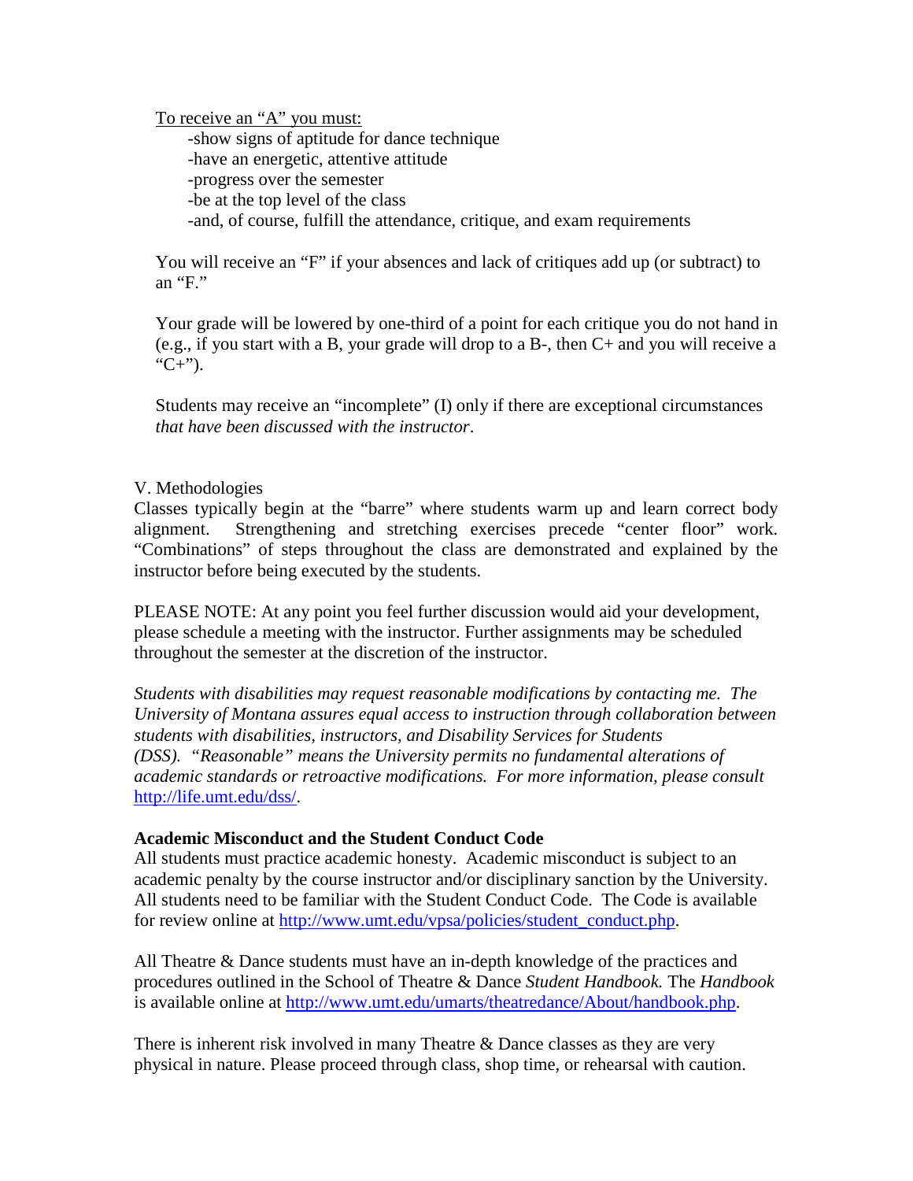<u>To receive an "A" you must:</u>

- show signs of aptitude for dance technique
- have an energetic, attentive attitude
- progress over the semester
- be at the top level of the class
- and, of course, fulfill the attendance, critique, and exam requirements

You will receive an "F" if your absences and lack of critiques add up (or subtract) to an "F."

Your grade will be lowered by one-third of a point for each critique you do not hand in (e.g., if you start with a B, your grade will drop to a B-, then C+ and you will receive a "C+").

Students may receive an "incomplete" (I) only if there are exceptional circumstances *that have been discussed with the instructor*.

V. Methodologies

Classes typically begin at the "barre" where students warm up and learn correct body alignment. Strengthening and stretching exercises precede "center floor" work. "Combinations" of steps throughout the class are demonstrated and explained by the instructor before being executed by the students.

PLEASE NOTE: At any point you feel further discussion would aid your development, please schedule a meeting with the instructor. Further assignments may be scheduled throughout the semester at the discretion of the instructor.

*Students with disabilities may request reasonable modifications by contacting me. The University of Montana assures equal access to instruction through collaboration between students with disabilities, instructors, and Disability Services for Students (DSS). "Reasonable" means the University permits no fundamental alterations of academic standards or retroactive modifications. For more information, please consult* http://life.umt.edu/dss/.

**Academic Misconduct and the Student Conduct Code**

All students must practice academic honesty. Academic misconduct is subject to an academic penalty by the course instructor and/or disciplinary sanction by the University. All students need to be familiar with the Student Conduct Code. The Code is available for review online at http://www.umt.edu/vpsa/policies/student_conduct.php.

All Theatre & Dance students must have an in-depth knowledge of the practices and procedures outlined in the School of Theatre & Dance *Student Handbook.* The *Handbook* is available online at http://www.umt.edu/umarts/theatredance/About/handbook.php.

There is inherent risk involved in many Theatre & Dance classes as they are very physical in nature. Please proceed through class, shop time, or rehearsal with caution.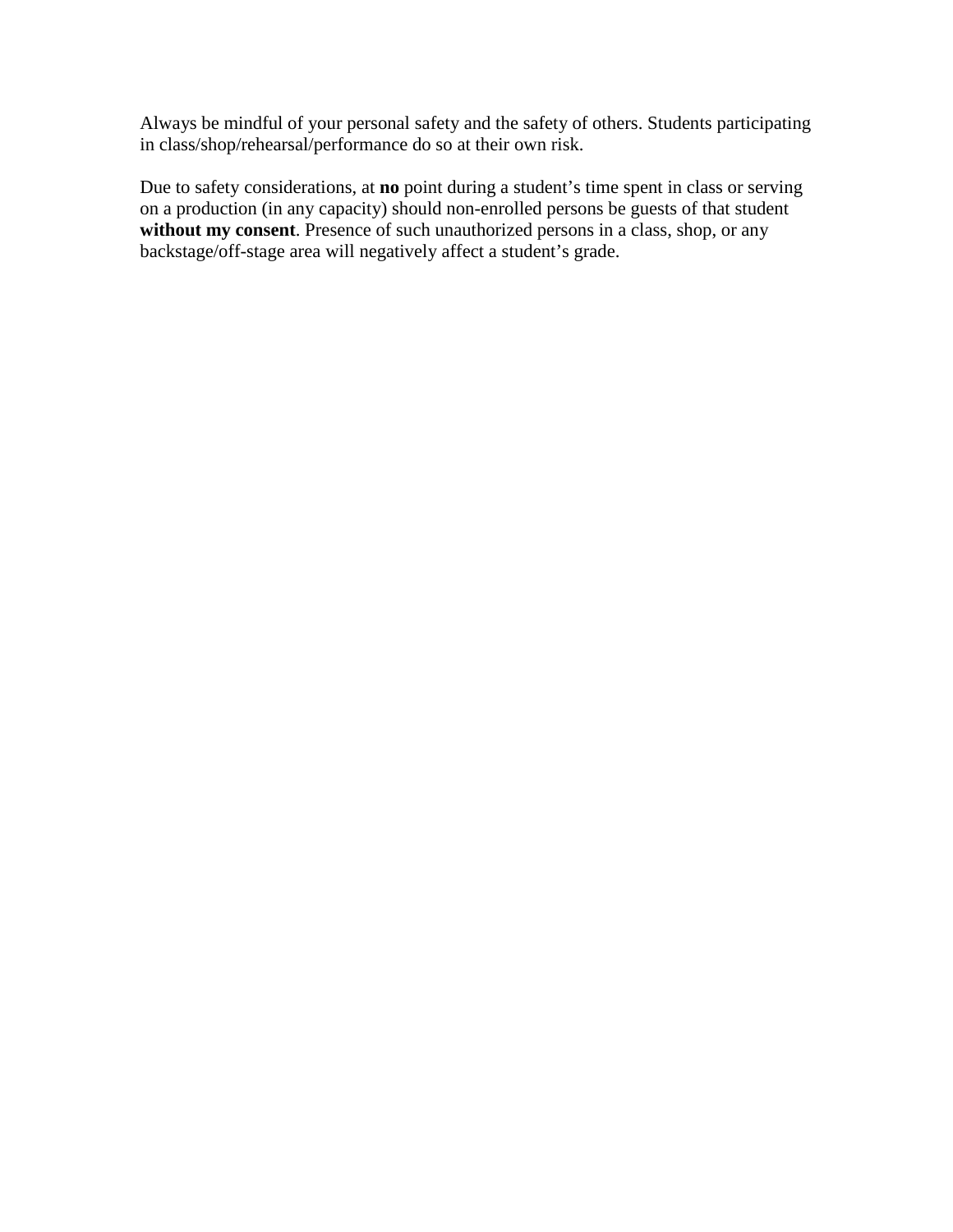Always be mindful of your personal safety and the safety of others. Students participating in class/shop/rehearsal/performance do so at their own risk.

Due to safety considerations, at **no** point during a student's time spent in class or serving on a production (in any capacity) should non-enrolled persons be guests of that student **without my consent**. Presence of such unauthorized persons in a class, shop, or any backstage/off-stage area will negatively affect a student's grade.